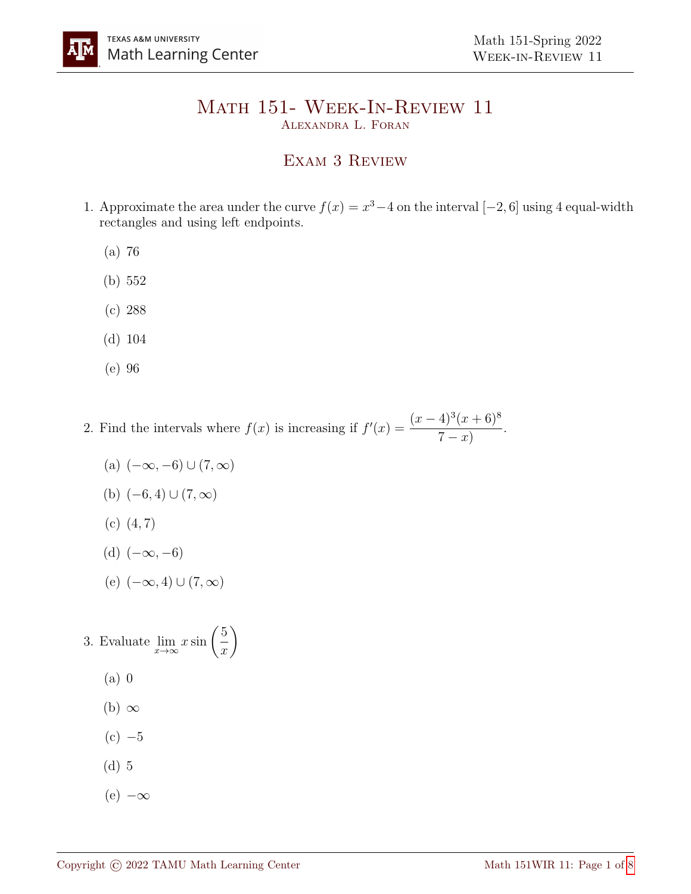# Math 151- Week-In-Review 11

Alexandra L. Foran

## Exam 3 Review

1. Approximate the area under the curve $f(x) = x^3 - 4$ on the interval $[-2, 6]$ using 4 equal-width rectangles and using left endpoints.

   (a) 76

   (b) 552

   (c) 288

   (d) 104

   (e) 96

2. Find the intervals where $f(x)$ is increasing if $f'(x) = \dfrac{(x-4)^3(x+6)^8}{7-x)}$.

   (a) $(-\infty, -6) \cup (7, \infty)$

   (b) $(-6, 4) \cup (7, \infty)$

   (c) $(4, 7)$

   (d) $(-\infty, -6)$

   (e) $(-\infty, 4) \cup (7, \infty)$

3. Evaluate $\lim\limits_{x \to \infty} x \sin\left(\dfrac{5}{x}\right)$

   (a) 0

   (b) $\infty$

   (c) $-5$

   (d) 5

   (e) $-\infty$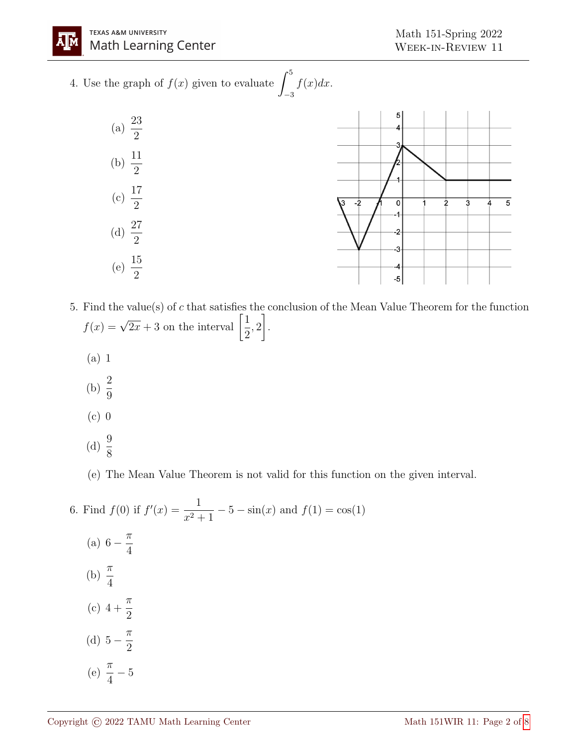4. Use the graph of $f(x)$ given to evaluate $\int_{-3}^{5} f(x)dx$.

   (a) $\frac{23}{2}$

   (b) $\frac{11}{2}$

   (c) $\frac{17}{2}$

   (d) $\frac{27}{2}$

   (e) $\frac{15}{2}$

5. Find the value(s) of $c$ that satisfies the conclusion of the Mean Value Theorem for the function $f(x) = \sqrt{2x} + 3$ on the interval $\left[\frac{1}{2}, 2\right]$.

   (a) 1

   (b) $\frac{2}{9}$

   (c) 0

   (d) $\frac{9}{8}$

   (e) The Mean Value Theorem is not valid for this function on the given interval.

6. Find $f(0)$ if $f'(x) = \frac{1}{x^2+1} - 5 - \sin(x)$ and $f(1) = \cos(1)$

   (a) $6 - \frac{\pi}{4}$

   (b) $\frac{\pi}{4}$

   (c) $4 + \frac{\pi}{2}$

   (d) $5 - \frac{\pi}{2}$

   (e) $\frac{\pi}{4} - 5$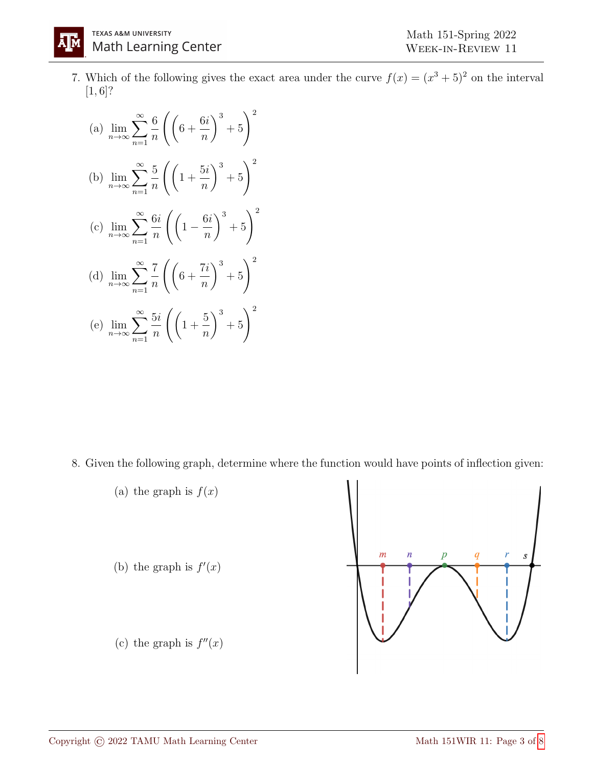7. Which of the following gives the exact area under the curve $f(x) = (x^3 + 5)^2$ on the interval $[1, 6]$?

   (a) $\lim_{n\to\infty} \sum_{n=1}^{\infty} \frac{6}{n} \left( \left(6 + \frac{6i}{n}\right)^3 + 5 \right)^2$

   (b) $\lim_{n\to\infty} \sum_{n=1}^{\infty} \frac{5}{n} \left( \left(1 + \frac{5i}{n}\right)^3 + 5 \right)^2$

   (c) $\lim_{n\to\infty} \sum_{n=1}^{\infty} \frac{6i}{n} \left( \left(1 - \frac{6i}{n}\right)^3 + 5 \right)^2$

   (d) $\lim_{n\to\infty} \sum_{n=1}^{\infty} \frac{7}{n} \left( \left(6 + \frac{7i}{n}\right)^3 + 5 \right)^2$

   (e) $\lim_{n\to\infty} \sum_{n=1}^{\infty} \frac{5i}{n} \left( \left(1 + \frac{5}{n}\right)^3 + 5 \right)^2$

8. Given the following graph, determine where the function would have points of inflection given:

   (a) the graph is $f(x)$

   (b) the graph is $f'(x)$

   (c) the graph is $f''(x)$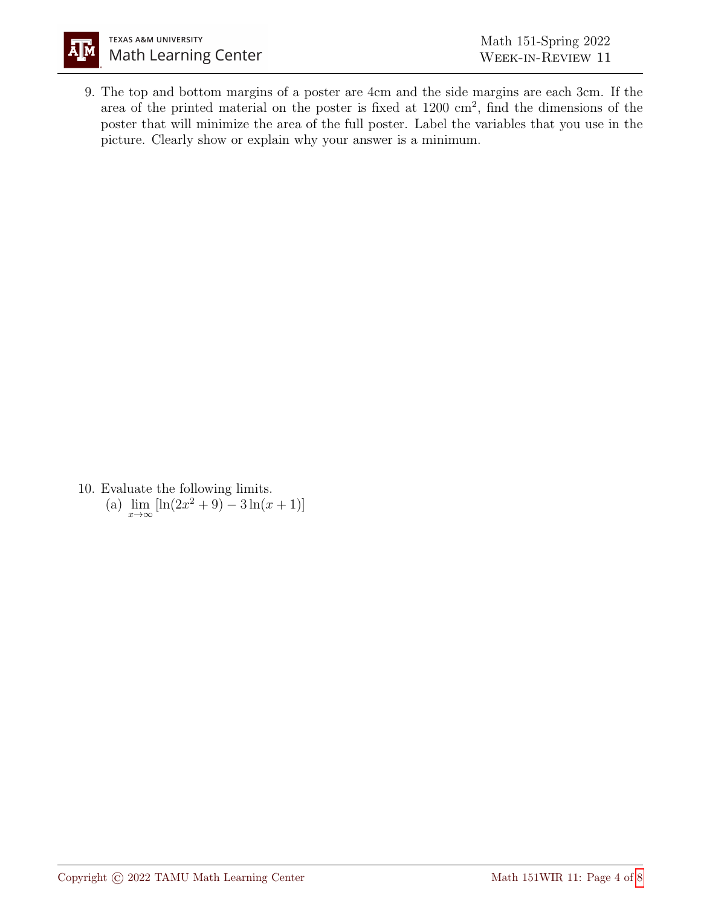9. The top and bottom margins of a poster are 4cm and the side margins are each 3cm. If the area of the printed material on the poster is fixed at 1200 cm$^2$, find the dimensions of the poster that will minimize the area of the full poster. Label the variables that you use in the picture. Clearly show or explain why your answer is a minimum.

10. Evaluate the following limits.

    (a) $\displaystyle\lim_{x\to\infty} [\ln(2x^2 + 9) - 3\ln(x + 1)]$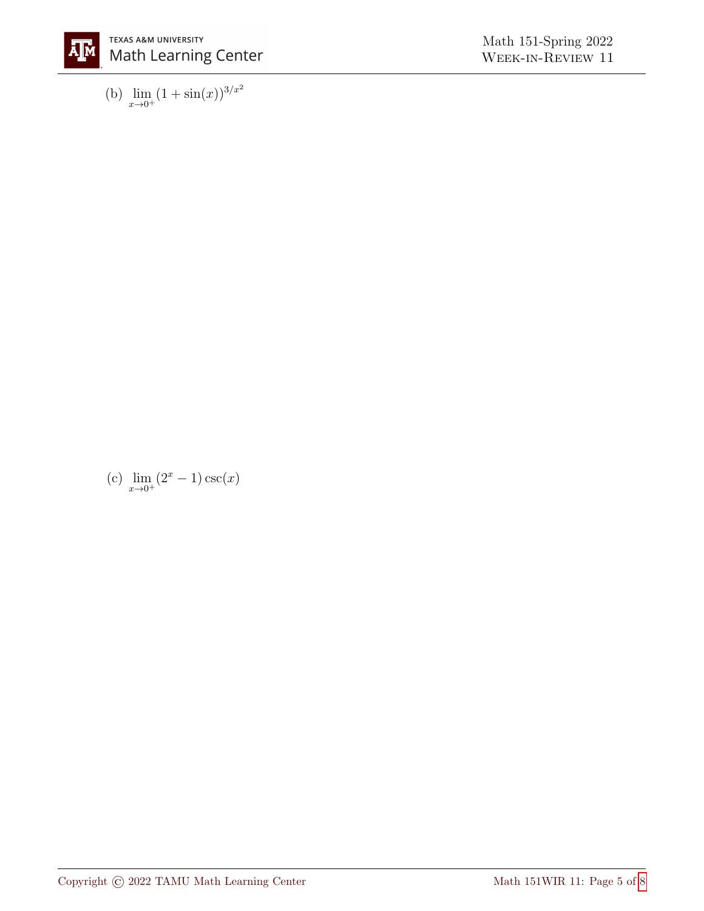(b) $\lim_{x \to 0^+} (1 + \sin(x))^{3/x^2}$

(c) $\lim_{x \to 0^+} (2^x - 1)\csc(x)$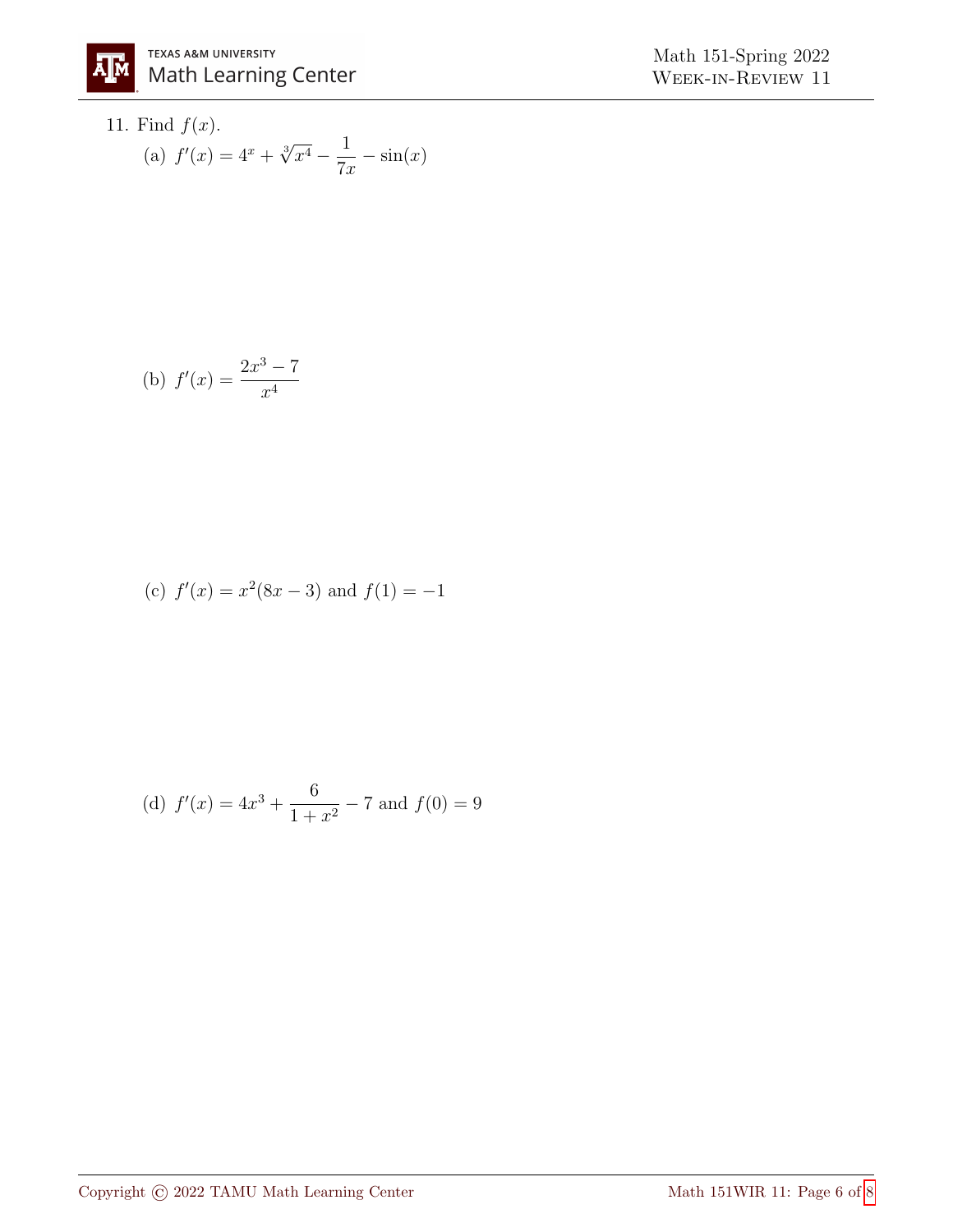11. Find $f(x)$.

 (a) $f'(x) = 4^x + \sqrt[3]{x^4} - \dfrac{1}{7x} - \sin(x)$

 (b) $f'(x) = \dfrac{2x^3 - 7}{x^4}$

 (c) $f'(x) = x^2(8x - 3)$ and $f(1) = -1$

 (d) $f'(x) = 4x^3 + \dfrac{6}{1 + x^2} - 7$ and $f(0) = 9$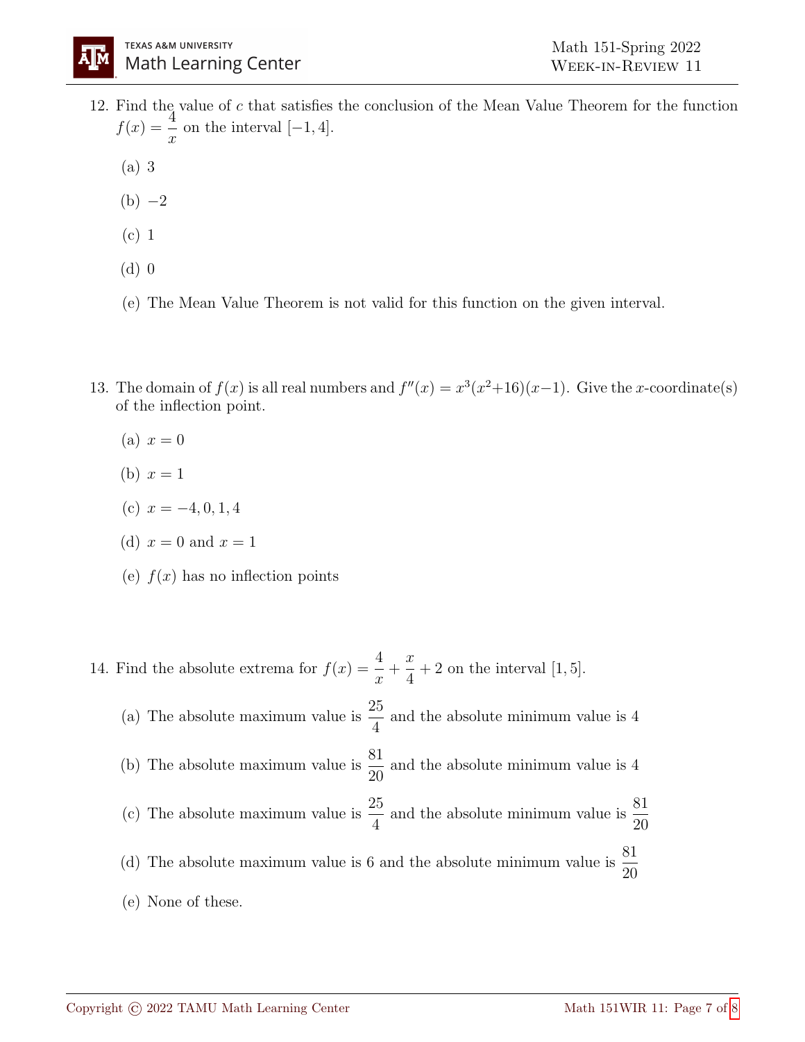12. Find the value of $c$ that satisfies the conclusion of the Mean Value Theorem for the function $f(x) = \dfrac{4}{x}$ on the interval $[-1, 4]$.

    (a) 3

    (b) $-2$

    (c) 1

    (d) 0

    (e) The Mean Value Theorem is not valid for this function on the given interval.

13. The domain of $f(x)$ is all real numbers and $f''(x) = x^3(x^2+16)(x-1)$. Give the $x$-coordinate(s) of the inflection point.

    (a) $x = 0$

    (b) $x = 1$

    (c) $x = -4, 0, 1, 4$

    (d) $x = 0$ and $x = 1$

    (e) $f(x)$ has no inflection points

14. Find the absolute extrema for $f(x) = \dfrac{4}{x} + \dfrac{x}{4} + 2$ on the interval $[1, 5]$.

    (a) The absolute maximum value is $\dfrac{25}{4}$ and the absolute minimum value is 4

    (b) The absolute maximum value is $\dfrac{81}{20}$ and the absolute minimum value is 4

    (c) The absolute maximum value is $\dfrac{25}{4}$ and the absolute minimum value is $\dfrac{81}{20}$

    (d) The absolute maximum value is 6 and the absolute minimum value is $\dfrac{81}{20}$

    (e) None of these.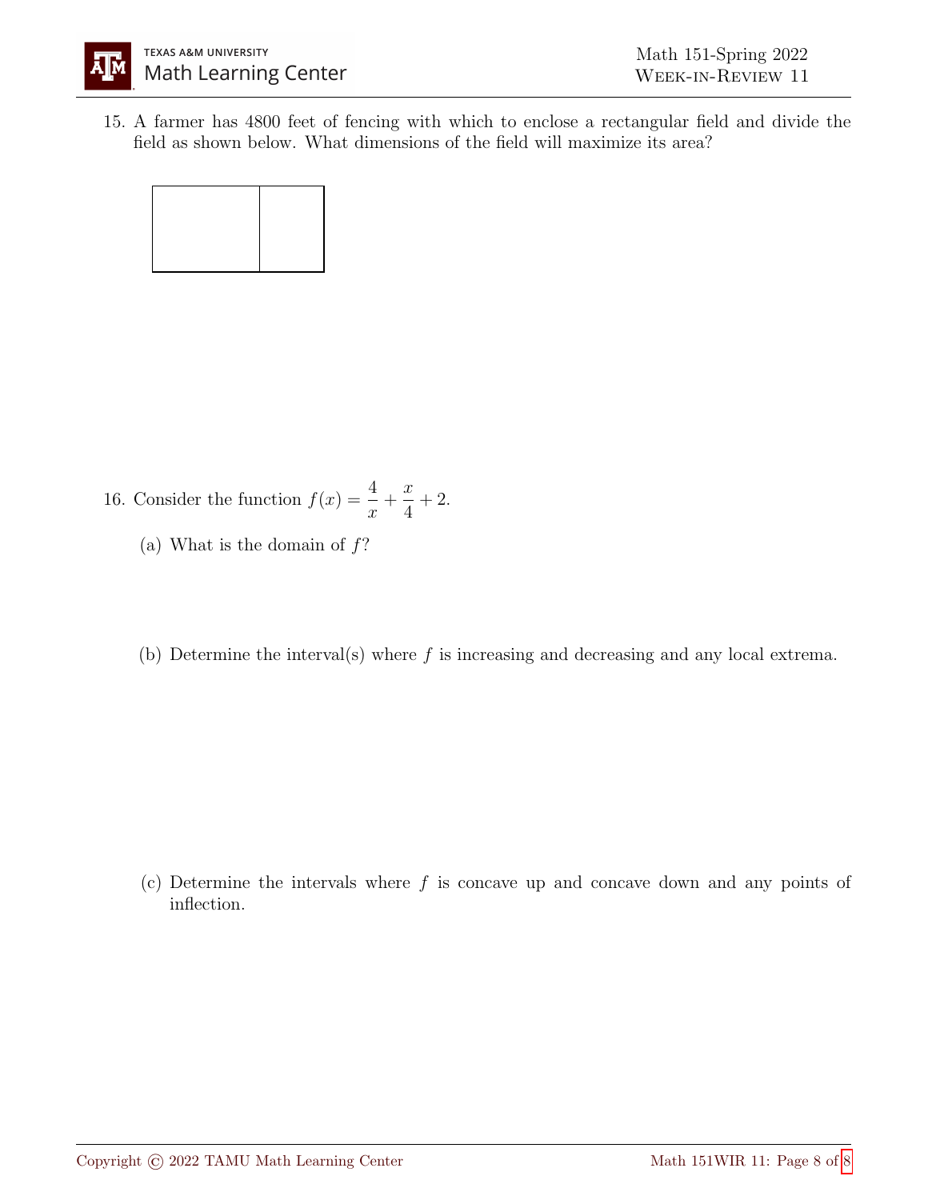15. A farmer has 4800 feet of fencing with which to enclose a rectangular field and divide the field as shown below. What dimensions of the field will maximize its area?

16. Consider the function $f(x) = \dfrac{4}{x} + \dfrac{x}{4} + 2$.

   (a) What is the domain of $f$?

   (b) Determine the interval(s) where $f$ is increasing and decreasing and any local extrema.

   (c) Determine the intervals where $f$ is concave up and concave down and any points of inflection.